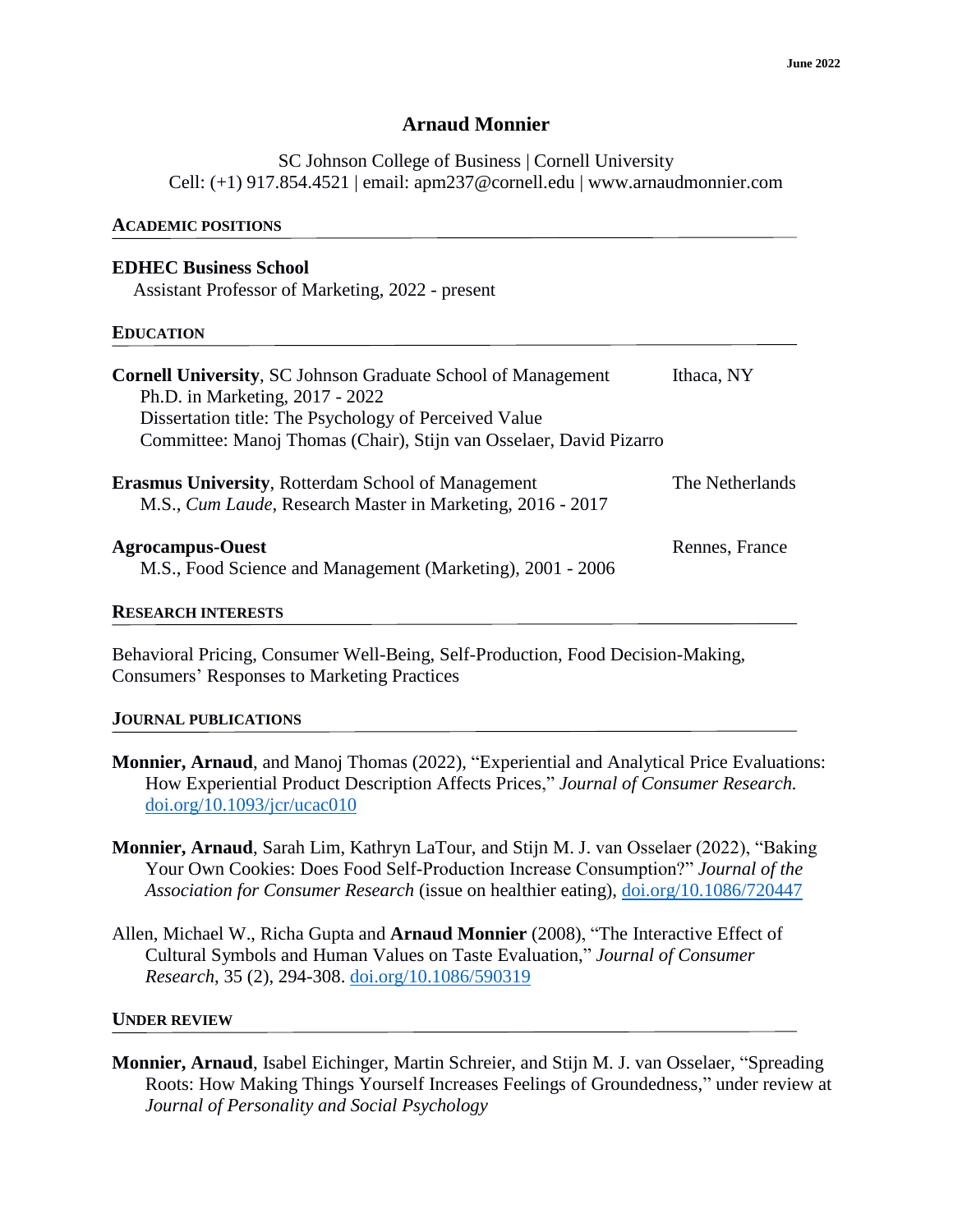June 2022

# Arnaud Monnier

SC Johnson College of Business | Cornell University
Cell: (+1) 917.854.4521 | email: apm237@cornell.edu | www.arnaudmonnier.com

## ACADEMIC POSITIONS

**EDHEC Business School**
Assistant Professor of Marketing, 2022 - present

## EDUCATION

**Cornell University**, SC Johnson Graduate School of Management — Ithaca, NY
Ph.D. in Marketing, 2017 - 2022
Dissertation title: The Psychology of Perceived Value
Committee: Manoj Thomas (Chair), Stijn van Osselaer, David Pizarro

**Erasmus University**, Rotterdam School of Management — The Netherlands
M.S., *Cum Laude*, Research Master in Marketing, 2016 - 2017

**Agrocampus-Ouest** — Rennes, France
M.S., Food Science and Management (Marketing), 2001 - 2006

## RESEARCH INTERESTS

Behavioral Pricing, Consumer Well-Being, Self-Production, Food Decision-Making, Consumers' Responses to Marketing Practices

## JOURNAL PUBLICATIONS

**Monnier, Arnaud**, and Manoj Thomas (2022), "Experiential and Analytical Price Evaluations: How Experiential Product Description Affects Prices," *Journal of Consumer Research.* doi.org/10.1093/jcr/ucac010

**Monnier, Arnaud**, Sarah Lim, Kathryn LaTour, and Stijn M. J. van Osselaer (2022), "Baking Your Own Cookies: Does Food Self-Production Increase Consumption?" *Journal of the Association for Consumer Research* (issue on healthier eating), doi.org/10.1086/720447

Allen, Michael W., Richa Gupta and **Arnaud Monnier** (2008), "The Interactive Effect of Cultural Symbols and Human Values on Taste Evaluation," *Journal of Consumer Research*, 35 (2), 294-308. doi.org/10.1086/590319

## UNDER REVIEW

**Monnier, Arnaud**, Isabel Eichinger, Martin Schreier, and Stijn M. J. van Osselaer, "Spreading Roots: How Making Things Yourself Increases Feelings of Groundedness," under review at *Journal of Personality and Social Psychology*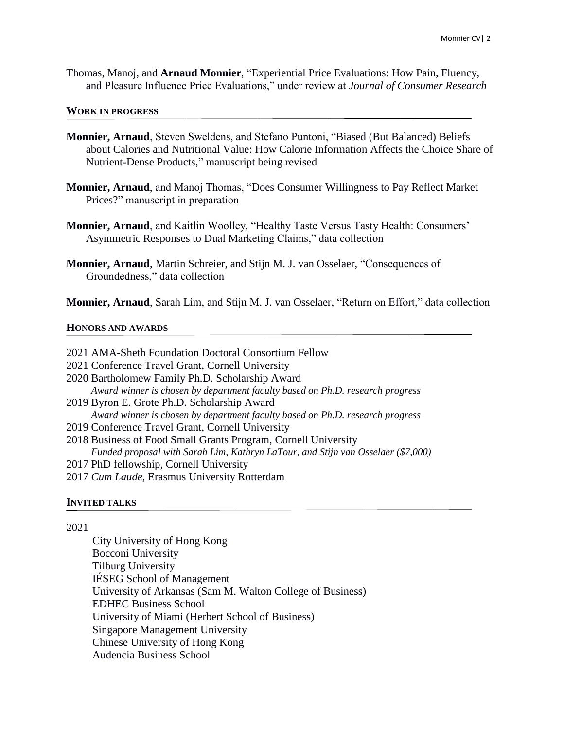Thomas, Manoj, and **Arnaud Monnier**, "Experiential Price Evaluations: How Pain, Fluency, and Pleasure Influence Price Evaluations," under review at *Journal of Consumer Research*

## WORK IN PROGRESS

**Monnier, Arnaud**, Steven Sweldens, and Stefano Puntoni, "Biased (But Balanced) Beliefs about Calories and Nutritional Value: How Calorie Information Affects the Choice Share of Nutrient-Dense Products," manuscript being revised

**Monnier, Arnaud**, and Manoj Thomas, "Does Consumer Willingness to Pay Reflect Market Prices?" manuscript in preparation

**Monnier, Arnaud**, and Kaitlin Woolley, "Healthy Taste Versus Tasty Health: Consumers' Asymmetric Responses to Dual Marketing Claims," data collection

**Monnier, Arnaud**, Martin Schreier, and Stijn M. J. van Osselaer, "Consequences of Groundedness," data collection

**Monnier, Arnaud**, Sarah Lim, and Stijn M. J. van Osselaer, "Return on Effort," data collection

## HONORS AND AWARDS

2021 AMA-Sheth Foundation Doctoral Consortium Fellow
2021 Conference Travel Grant, Cornell University
2020 Bartholomew Family Ph.D. Scholarship Award
*Award winner is chosen by department faculty based on Ph.D. research progress*
2019 Byron E. Grote Ph.D. Scholarship Award
*Award winner is chosen by department faculty based on Ph.D. research progress*
2019 Conference Travel Grant, Cornell University
2018 Business of Food Small Grants Program, Cornell University
*Funded proposal with Sarah Lim, Kathryn LaTour, and Stijn van Osselaer ($7,000)*
2017 PhD fellowship, Cornell University
2017 *Cum Laude*, Erasmus University Rotterdam

## INVITED TALKS

2021

- City University of Hong Kong
- Bocconi University
- Tilburg University
- IÉSEG School of Management
- University of Arkansas (Sam M. Walton College of Business)
- EDHEC Business School
- University of Miami (Herbert School of Business)
- Singapore Management University
- Chinese University of Hong Kong
- Audencia Business School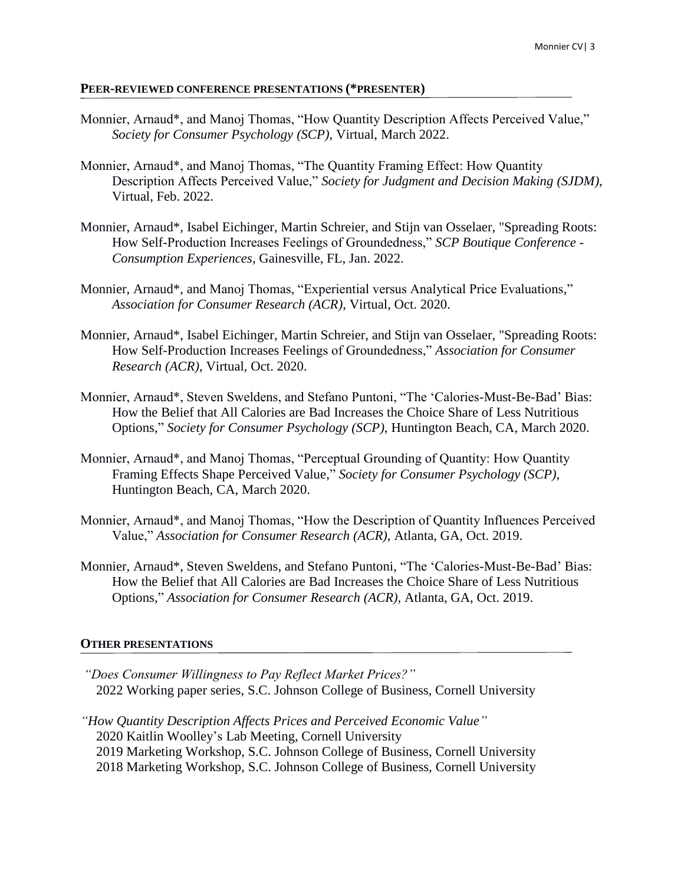## PEER-REVIEWED CONFERENCE PRESENTATIONS (*PRESENTER)

Monnier, Arnaud*, and Manoj Thomas, "How Quantity Description Affects Perceived Value," *Society for Consumer Psychology (SCP)*, Virtual, March 2022.

Monnier, Arnaud*, and Manoj Thomas, "The Quantity Framing Effect: How Quantity Description Affects Perceived Value," *Society for Judgment and Decision Making (SJDM)*, Virtual, Feb. 2022.

Monnier, Arnaud*, Isabel Eichinger, Martin Schreier, and Stijn van Osselaer, "Spreading Roots: How Self-Production Increases Feelings of Groundedness," *SCP Boutique Conference - Consumption Experiences*, Gainesville, FL, Jan. 2022.

Monnier, Arnaud*, and Manoj Thomas, "Experiential versus Analytical Price Evaluations," *Association for Consumer Research (ACR)*, Virtual, Oct. 2020.

Monnier, Arnaud*, Isabel Eichinger, Martin Schreier, and Stijn van Osselaer, "Spreading Roots: How Self-Production Increases Feelings of Groundedness," *Association for Consumer Research (ACR)*, Virtual, Oct. 2020.

Monnier, Arnaud*, Steven Sweldens, and Stefano Puntoni, "The 'Calories-Must-Be-Bad' Bias: How the Belief that All Calories are Bad Increases the Choice Share of Less Nutritious Options," *Society for Consumer Psychology (SCP)*, Huntington Beach, CA, March 2020.

Monnier, Arnaud*, and Manoj Thomas, "Perceptual Grounding of Quantity: How Quantity Framing Effects Shape Perceived Value," *Society for Consumer Psychology (SCP)*, Huntington Beach, CA, March 2020.

Monnier, Arnaud*, and Manoj Thomas, "How the Description of Quantity Influences Perceived Value," *Association for Consumer Research (ACR)*, Atlanta, GA, Oct. 2019.

Monnier, Arnaud*, Steven Sweldens, and Stefano Puntoni, "The 'Calories-Must-Be-Bad' Bias: How the Belief that All Calories are Bad Increases the Choice Share of Less Nutritious Options," *Association for Consumer Research (ACR)*, Atlanta, GA, Oct. 2019.

## OTHER PRESENTATIONS

*"Does Consumer Willingness to Pay Reflect Market Prices?"*
2022 Working paper series, S.C. Johnson College of Business, Cornell University

*"How Quantity Description Affects Prices and Perceived Economic Value"*
2020 Kaitlin Woolley's Lab Meeting, Cornell University
2019 Marketing Workshop, S.C. Johnson College of Business, Cornell University
2018 Marketing Workshop, S.C. Johnson College of Business, Cornell University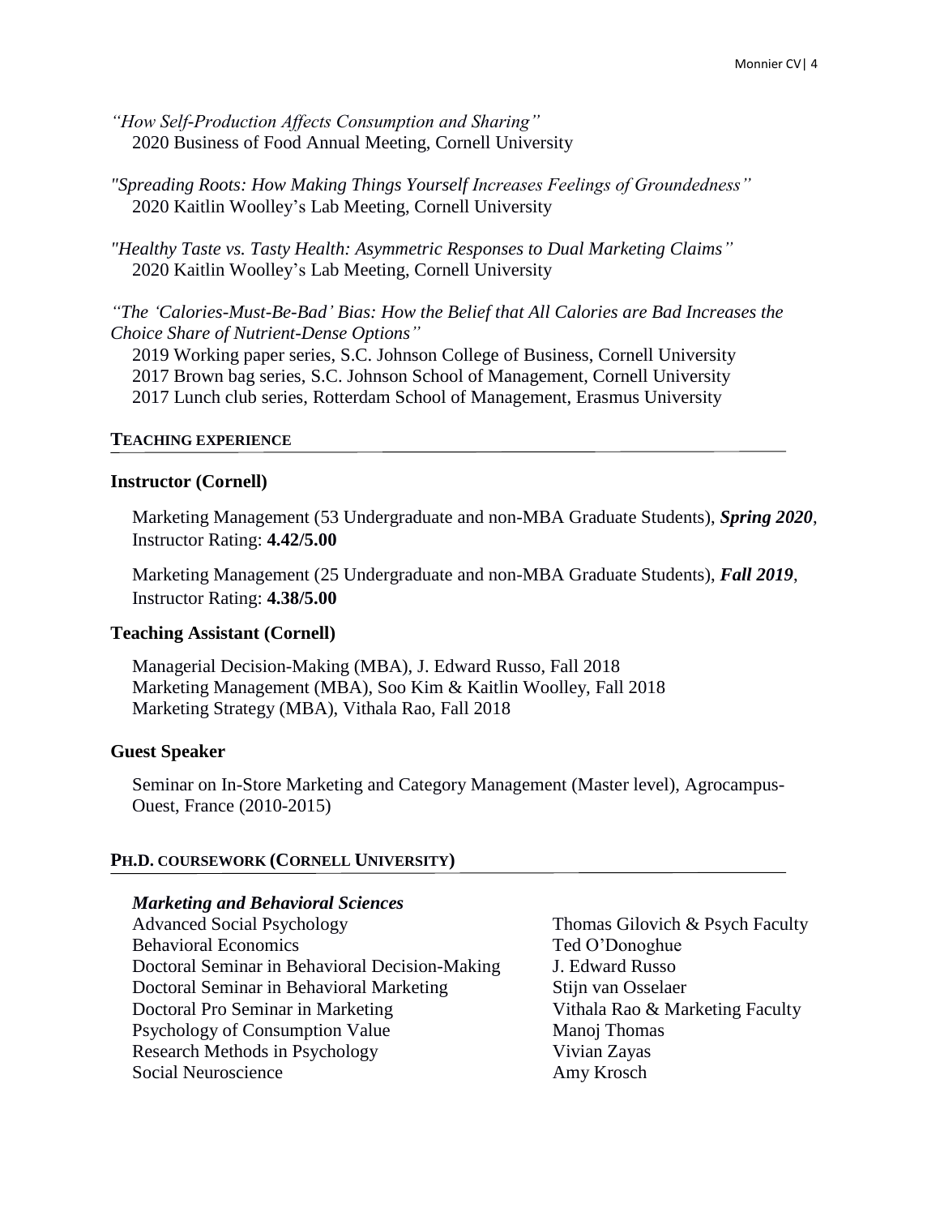*"How Self-Production Affects Consumption and Sharing"*
2020 Business of Food Annual Meeting, Cornell University

*"Spreading Roots: How Making Things Yourself Increases Feelings of Groundedness"*
2020 Kaitlin Woolley's Lab Meeting, Cornell University

*"Healthy Taste vs. Tasty Health: Asymmetric Responses to Dual Marketing Claims"*
2020 Kaitlin Woolley's Lab Meeting, Cornell University

*"The 'Calories-Must-Be-Bad' Bias: How the Belief that All Calories are Bad Increases the Choice Share of Nutrient-Dense Options"*
2019 Working paper series, S.C. Johnson College of Business, Cornell University
2017 Brown bag series, S.C. Johnson School of Management, Cornell University
2017 Lunch club series, Rotterdam School of Management, Erasmus University

## TEACHING EXPERIENCE

### Instructor (Cornell)

Marketing Management (53 Undergraduate and non-MBA Graduate Students), ***Spring 2020***, Instructor Rating: **4.42/5.00**

Marketing Management (25 Undergraduate and non-MBA Graduate Students), ***Fall 2019***, Instructor Rating: **4.38/5.00**

### Teaching Assistant (Cornell)

Managerial Decision-Making (MBA), J. Edward Russo, Fall 2018
Marketing Management (MBA), Soo Kim & Kaitlin Woolley, Fall 2018
Marketing Strategy (MBA), Vithala Rao, Fall 2018

### Guest Speaker

Seminar on In-Store Marketing and Category Management (Master level), Agrocampus-Ouest, France (2010-2015)

## PH.D. COURSEWORK (CORNELL UNIVERSITY)

***Marketing and Behavioral Sciences***

| Course | Instructor |
|---|---|
| Advanced Social Psychology | Thomas Gilovich & Psych Faculty |
| Behavioral Economics | Ted O'Donoghue |
| Doctoral Seminar in Behavioral Decision-Making | J. Edward Russo |
| Doctoral Seminar in Behavioral Marketing | Stijn van Osselaer |
| Doctoral Pro Seminar in Marketing | Vithala Rao & Marketing Faculty |
| Psychology of Consumption Value | Manoj Thomas |
| Research Methods in Psychology | Vivian Zayas |
| Social Neuroscience | Amy Krosch |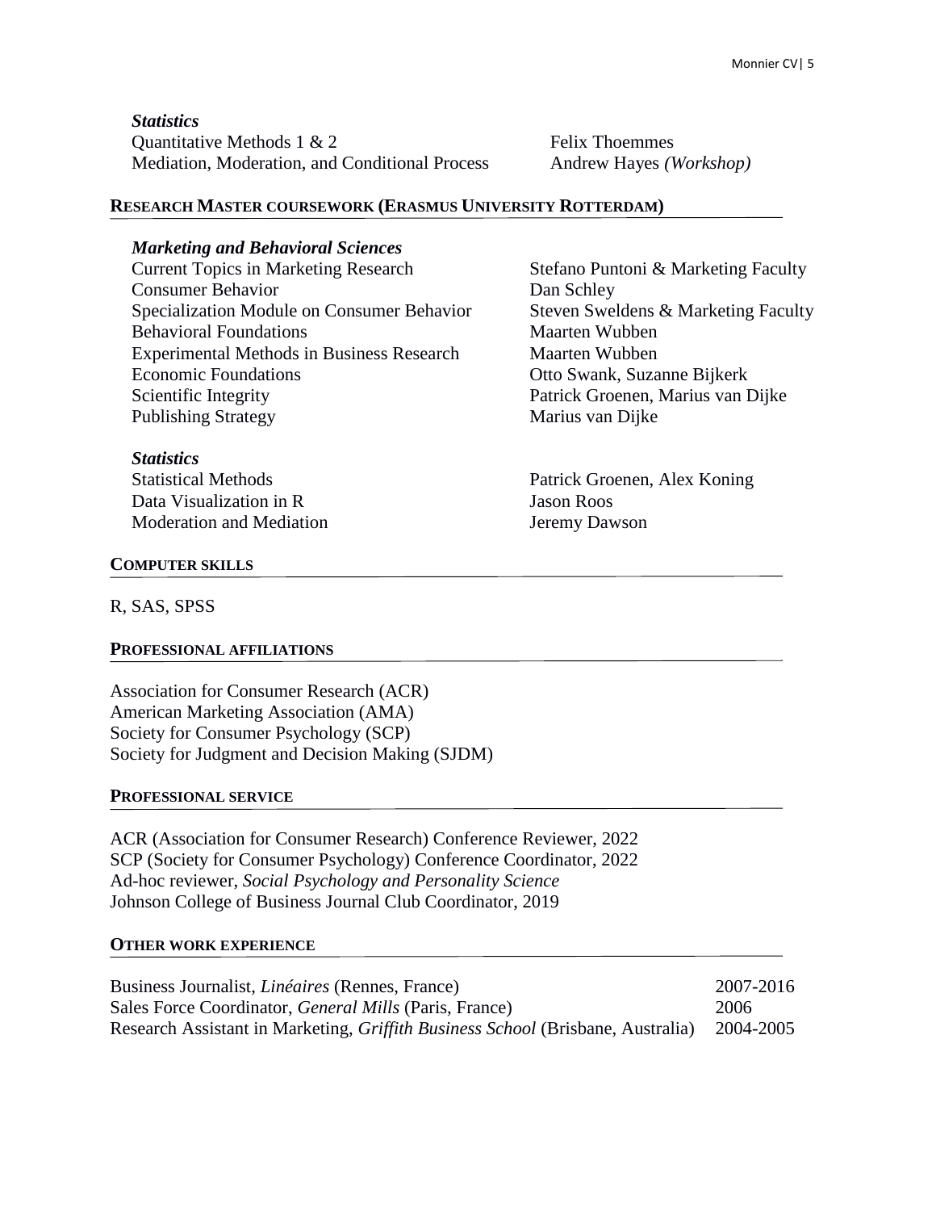***Statistics***

| | |
|---|---|
| Quantitative Methods 1 & 2 | Felix Thoemmes |
| Mediation, Moderation, and Conditional Process | Andrew Hayes *(Workshop)* |

## RESEARCH MASTER COURSEWORK (ERASMUS UNIVERSITY ROTTERDAM)

***Marketing and Behavioral Sciences***

| | |
|---|---|
| Current Topics in Marketing Research | Stefano Puntoni & Marketing Faculty |
| Consumer Behavior | Dan Schley |
| Specialization Module on Consumer Behavior | Steven Sweldens & Marketing Faculty |
| Behavioral Foundations | Maarten Wubben |
| Experimental Methods in Business Research | Maarten Wubben |
| Economic Foundations | Otto Swank, Suzanne Bijkerk |
| Scientific Integrity | Patrick Groenen, Marius van Dijke |
| Publishing Strategy | Marius van Dijke |

***Statistics***

| | |
|---|---|
| Statistical Methods | Patrick Groenen, Alex Koning |
| Data Visualization in R | Jason Roos |
| Moderation and Mediation | Jeremy Dawson |

## COMPUTER SKILLS

R, SAS, SPSS

## PROFESSIONAL AFFILIATIONS

Association for Consumer Research (ACR)
American Marketing Association (AMA)
Society for Consumer Psychology (SCP)
Society for Judgment and Decision Making (SJDM)

## PROFESSIONAL SERVICE

ACR (Association for Consumer Research) Conference Reviewer, 2022
SCP (Society for Consumer Psychology) Conference Coordinator, 2022
Ad-hoc reviewer, *Social Psychology and Personality Science*
Johnson College of Business Journal Club Coordinator, 2019

## OTHER WORK EXPERIENCE

| | |
|---|---|
| Business Journalist, *Linéaires* (Rennes, France) | 2007-2016 |
| Sales Force Coordinator, *General Mills* (Paris, France) | 2006 |
| Research Assistant in Marketing, *Griffith Business School* (Brisbane, Australia) | 2004-2005 |